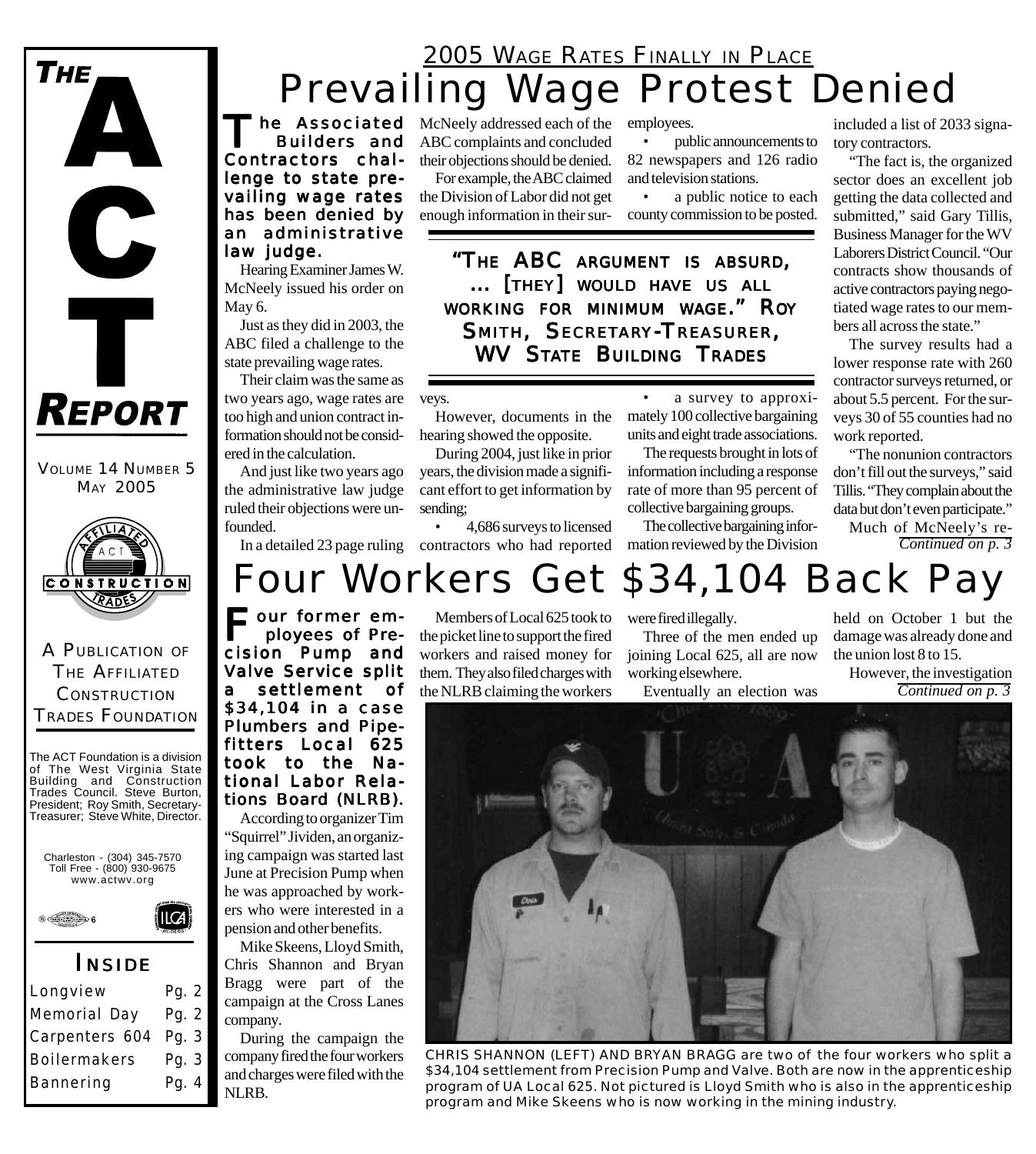# THE ACT REPORT

VOLUME 14 NUMBER 5
MAY 2005

A PUBLICATION OF THE AFFILIATED CONSTRUCTION TRADES FOUNDATION

The ACT Foundation is a division of The West Virginia State Building and Construction Trades Council. Steve Burton, President; Roy Smith, Secretary-Treasurer; Steve White, Director.

Charleston - (304) 345-7570
Toll Free - (800) 930-9675
www.actwv.org

## INSIDE

| | |
|---|---|
| Longview | Pg. 2 |
| Memorial Day | Pg. 2 |
| Carpenters 604 | Pg. 3 |
| Boilermakers | Pg. 3 |
| Bannering | Pg. 4 |

## 2005 WAGE RATES FINALLY IN PLACE

# Prevailing Wage Protest Denied

**The Associated Builders and Contractors challenge to state prevailing wage rates has been denied by an administrative law judge.**

Hearing Examiner James W. McNeely issued his order on May 6.

Just as they did in 2003, the ABC filed a challenge to the state prevailing wage rates.

Their claim was the same as two years ago, wage rates are too high and union contract information should not be considered in the calculation.

And just like two years ago the administrative law judge ruled their objections were unfounded.

In a detailed 23 page ruling McNeely addressed each of the ABC complaints and concluded their objections should be denied.

For example, the ABC claimed the Division of Labor did not get enough information in their surveys.

> **"THE ABC ARGUMENT IS ABSURD, ... [THEY] WOULD HAVE US ALL WORKING FOR MINIMUM WAGE." ROY SMITH, SECRETARY-TREASURER, WV STATE BUILDING TRADES**

However, documents in the hearing showed the opposite.

During 2004, just like in prior years, the division made a significant effort to get information by sending;

- 4,686 surveys to licensed contractors who had reported employees.
- public announcements to 82 newspapers and 126 radio and television stations.
- a public notice to each county commission to be posted.
- a survey to approximately 100 collective bargaining units and eight trade associations.

The requests brought in lots of information including a response rate of more than 95 percent of collective bargaining groups.

The collective bargaining information reviewed by the Division included a list of 2033 signatory contractors.

"The fact is, the organized sector does an excellent job getting the data collected and submitted," said Gary Tillis, Business Manager for the WV Laborers District Council. "Our contracts show thousands of active contractors paying negotiated wage rates to our members all across the state."

The survey results had a lower response rate with 260 contractor surveys returned, or about 5.5 percent. For the surveys 30 of 55 counties had no work reported.

"The nonunion contractors don't fill out the surveys," said Tillis. "They complain about the data but don't even participate."

Much of McNeely's re-

*Continued on p. 3*

# Four Workers Get $34,104 Back Pay

**Four former employees of Precision Pump and Valve Service split a settlement of $34,104 in a case Plumbers and Pipefitters Local 625 took to the National Labor Relations Board (NLRB).**

According to organizer Tim "Squirrel" Jividen, an organizing campaign was started last June at Precision Pump when he was approached by workers who were interested in a pension and other benefits.

Mike Skeens, Lloyd Smith, Chris Shannon and Bryan Bragg were part of the campaign at the Cross Lanes company.

During the campaign the company fired the four workers and charges were filed with the NLRB.

Members of Local 625 took to the picket line to support the fired workers and raised money for them. They also filed charges with the NLRB claiming the workers were fired illegally.

Three of the men ended up joining Local 625, all are now working elsewhere.

Eventually an election was held on October 1 but the damage was already done and the union lost 8 to 15.

However, the investigation

*Continued on p. 3*

CHRIS SHANNON (LEFT) AND BRYAN BRAGG are two of the four workers who split a $34,104 settlement from Precision Pump and Valve. Both are now in the apprenticeship program of UA Local 625. Not pictured is Lloyd Smith who is also in the apprenticeship program and Mike Skeens who is now working in the mining industry.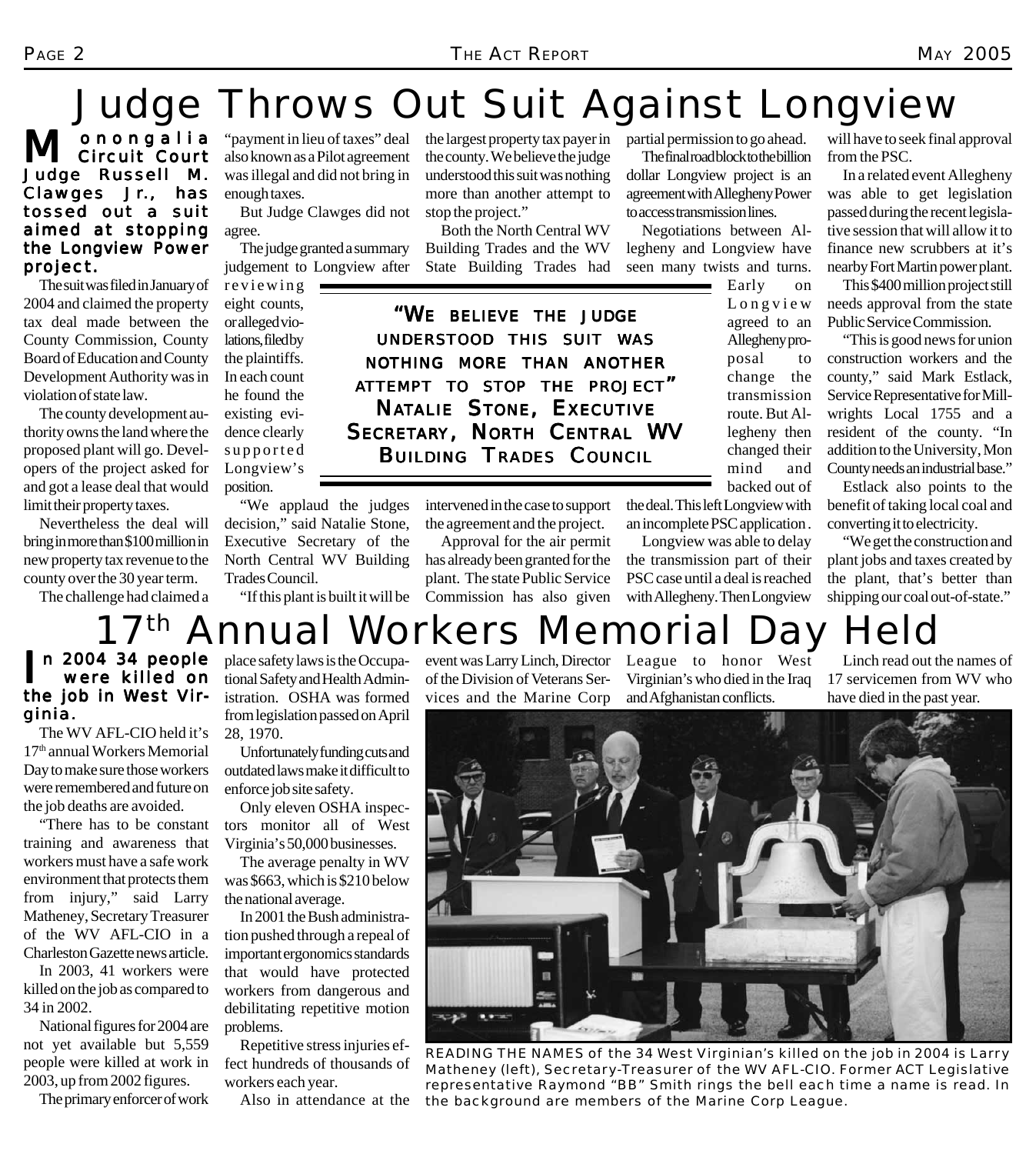# Judge Throws Out Suit Against Longview

**Monongalia Circuit Court Judge Russell M. Clawges Jr., has tossed out a suit aimed at stopping the Longview Power project.**

The suit was filed in January of 2004 and claimed the property tax deal made between the County Commission, County Board of Education and County Development Authority was in violation of state law.

The county development authority owns the land where the proposed plant will go. Developers of the project asked for and got a lease deal that would limit their property taxes.

Nevertheless the deal will bring in more than $100 million in new property tax revenue to the county over the 30 year term.

The challenge had claimed a "payment in lieu of taxes" deal also known as a Pilot agreement was illegal and did not bring in enough taxes.

But Judge Clawges did not agree.

The judge granted a summary judgement to Longview after reviewing eight counts, or alleged violations, filed by the plaintiffs. In each count he found the existing evidence clearly supported Longview's position.

> **"We believe the judge understood this suit was nothing more than another attempt to stop the project"**
> **Natalie Stone, Executive Secretary, North Central WV Building Trades Council**

"We applaud the judges decision," said Natalie Stone, Executive Secretary of the North Central WV Building Trades Council.

"If this plant is built it will be the largest property tax payer in the county. We believe the judge understood this suit was nothing more than another attempt to stop the project."

Both the North Central WV Building Trades and the WV State Building Trades had intervened in the case to support the agreement and the project.

Approval for the air permit has already been granted for the plant. The state Public Service Commission has also given partial permission to go ahead.

The final road block to the billion dollar Longview project is an agreement with Allegheny Power to access transmission lines.

Negotiations between Allegheny and Longview have seen many twists and turns. Early on Longview agreed to an Allegheny proposal to change the transmission route. But Allegheny then changed their mind and backed out of the deal. This left Longview with an incomplete PSC application.

Longview was able to delay the transmission part of their PSC case until a deal is reached with Allegheny. Then Longview will have to seek final approval from the PSC.

In a related event Allegheny was able to get legislation passed during the recent legislative session that will allow it to finance new scrubbers at it's nearby Fort Martin power plant.

This $400 million project still needs approval from the state Public Service Commission.

"This is good news for union construction workers and the county," said Mark Estlack, Service Representative for Millwrights Local 1755 and a resident of the county. "In addition to the University, Mon County needs an industrial base."

Estlack also points to the benefit of taking local coal and converting it to electricity.

"We get the construction and plant jobs and taxes created by the plant, that's better than shipping our coal out-of-state."

# 17th Annual Workers Memorial Day Held

**In 2004 34 people were killed on the job in West Virginia.**

The WV AFL-CIO held it's 17th annual Workers Memorial Day to make sure those workers were remembered and future on the job deaths are avoided.

"There has to be constant training and awareness that workers must have a safe work environment that protects them from injury," said Larry Matheney, Secretary Treasurer of the WV AFL-CIO in a Charleston Gazette news article.

In 2003, 41 workers were killed on the job as compared to 34 in 2002.

National figures for 2004 are not yet available but 5,559 people were killed at work in 2003, up from 2002 figures.

The primary enforcer of work place safety laws is the Occupational Safety and Health Administration. OSHA was formed from legislation passed on April 28, 1970.

Unfortunately funding cuts and outdated laws make it difficult to enforce job site safety.

Only eleven OSHA inspectors monitor all of West Virginia's 50,000 businesses.

The average penalty in WV was $663, which is $210 below the national average.

In 2001 the Bush administration pushed through a repeal of important ergonomics standards that would have protected workers from dangerous and debilitating repetitive motion problems.

Repetitive stress injuries effect hundreds of thousands of workers each year.

Also in attendance at the event was Larry Linch, Director of the Division of Veterans Services and the Marine Corp League to honor West Virginian's who died in the Iraq and Afghanistan conflicts.

Linch read out the names of 17 servicemen from WV who have died in the past year.

READING THE NAMES of the 34 West Virginian's killed on the job in 2004 is Larry Matheney (left), Secretary-Treasurer of the WV AFL-CIO. Former ACT Legislative representative Raymond "BB" Smith rings the bell each time a name is read. In the background are members of the Marine Corp League.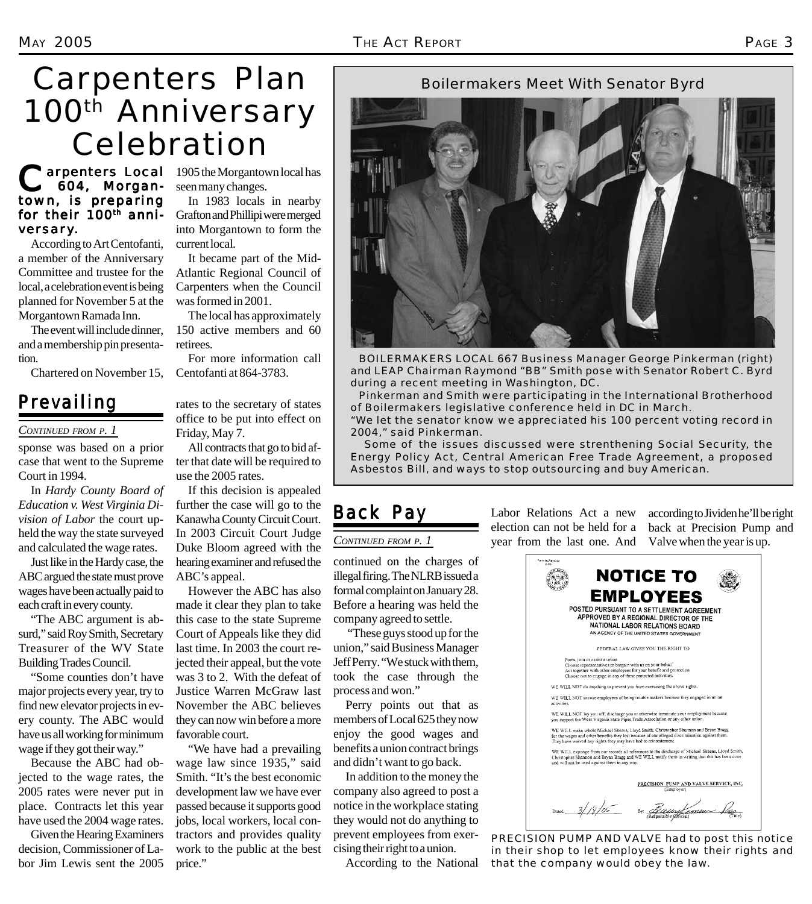# Carpenters Plan 100th Anniversary Celebration

**Carpenters Local 604, Morgantown, is preparing for their 100th anniversary.**

According to Art Centofanti, a member of the Anniversary Committee and trustee for the local, a celebration event is being planned for November 5 at the Morgantown Ramada Inn.

The event will include dinner, and a membership pin presentation.

Chartered on November 15, 1905 the Morgantown local has seen many changes.

In 1983 locals in nearby Grafton and Phillipi were merged into Morgantown to form the current local.

It became part of the Mid-Atlantic Regional Council of Carpenters when the Council was formed in 2001.

The local has approximately 150 active members and 60 retirees.

For more information call Centofanti at 864-3783.

## Prevailing

*CONTINUED FROM P. 1*

sponse was based on a prior case that went to the Supreme Court in 1994.

In *Hardy County Board of Education v. West Virginia Division of Labor* the court upheld the way the state surveyed and calculated the wage rates.

Just like in the Hardy case, the ABC argued the state must prove wages have been actually paid to each craft in every county.

"The ABC argument is absurd," said Roy Smith, Secretary Treasurer of the WV State Building Trades Council.

"Some counties don't have major projects every year, try to find new elevator projects in every county. The ABC would have us all working for minimum wage if they got their way."

Because the ABC had objected to the wage rates, the 2005 rates were never put in place. Contracts let this year have used the 2004 wage rates.

Given the Hearing Examiners decision, Commissioner of Labor Jim Lewis sent the 2005 rates to the secretary of states office to be put into effect on Friday, May 7.

All contracts that go to bid after that date will be required to use the 2005 rates.

If this decision is appealed further the case will go to the Kanawha County Circuit Court. In 2003 Circuit Court Judge Duke Bloom agreed with the hearing examiner and refused the ABC's appeal.

However the ABC has also made it clear they plan to take this case to the state Supreme Court of Appeals like they did last time. In 2003 the court rejected their appeal, but the vote was 3 to 2. With the defeat of Justice Warren McGraw last November the ABC believes they can now win before a more favorable court.

"We have had a prevailing wage law since 1935," said Smith. "It's the best economic development law we have ever passed because it supports good jobs, local workers, local contractors and provides quality work to the public at the best price."

## Boilermakers Meet With Senator Byrd

BOILERMAKERS LOCAL 667 Business Manager George Pinkerman (right) and LEAP Chairman Raymond "BB" Smith pose with Senator Robert C. Byrd during a recent meeting in Washington, DC.

Pinkerman and Smith were participating in the International Brotherhood of Boilermakers legislative conference held in DC in March.

"We let the senator know we appreciated his 100 percent voting record in 2004," said Pinkerman.

Some of the issues discussed were strenthening Social Security, the Energy Policy Act, Central American Free Trade Agreement, a proposed Asbestos Bill, and ways to stop outsourcing and buy American.

## Back Pay

*CONTINUED FROM P. 1*

continued on the charges of illegal firing. The NLRB issued a formal complaint on January 28. Before a hearing was held the company agreed to settle.

"These guys stood up for the union," said Business Manager Jeff Perry. "We stuck with them, took the case through the process and won."

Perry points out that as members of Local 625 they now enjoy the good wages and benefits a union contract brings and didn't want to go back.

In addition to the money the company also agreed to post a notice in the workplace stating they would not do anything to prevent employees from exercising their right to a union.

According to the National Labor Relations Act a new election can not be held for a year from the last one. And according to Jividen he'll be right back at Precision Pump and Valve when the year is up.

**NOTICE TO EMPLOYEES**

POSTED PURSUANT TO A SETTLEMENT AGREEMENT APPROVED BY A REGIONAL DIRECTOR OF THE NATIONAL LABOR RELATIONS BOARD
AN AGENCY OF THE UNITED STATES GOVERNMENT

FEDERAL LAW GIVES YOU THE RIGHT TO

Form, join or assist a union
Choose representatives to bargain with us on your behalf
Act together with other employees for your benefit and protection
Choose not to engage in any of these protected activities.

WE WILL NOT do anything to prevent you from exercising the above rights.

WE WILL NOT accuse employees of being trouble makers because they engaged in union activities.

WE WILL NOT lay you off, discharge you or otherwise terminate your employment because you support the West Virginia State Pipes Trade Association or any other union.

WE WILL make whole Michael Skeens, Lloyd Smith, Christopher Shannon and Bryan Bragg for the wages and other benefits they lost because of our alleged discrimination against them. They have waived any rights they may have had to reinstatement.

WE WILL expunge from our records all references to the discharge of Michael Skeens, Lloyd Smith, Christopher Shannon and Bryan Bragg and WE WILL notify them in writing that this has been done and will not be used against them in any way.

PRECISION PUMP AND VALVE SERVICE, INC. (Employer)

Dated: 3/18/05 By: (Responsible Official) (Title)

PRECISION PUMP AND VALVE had to post this notice in their shop to let employees know their rights and that the company would obey the law.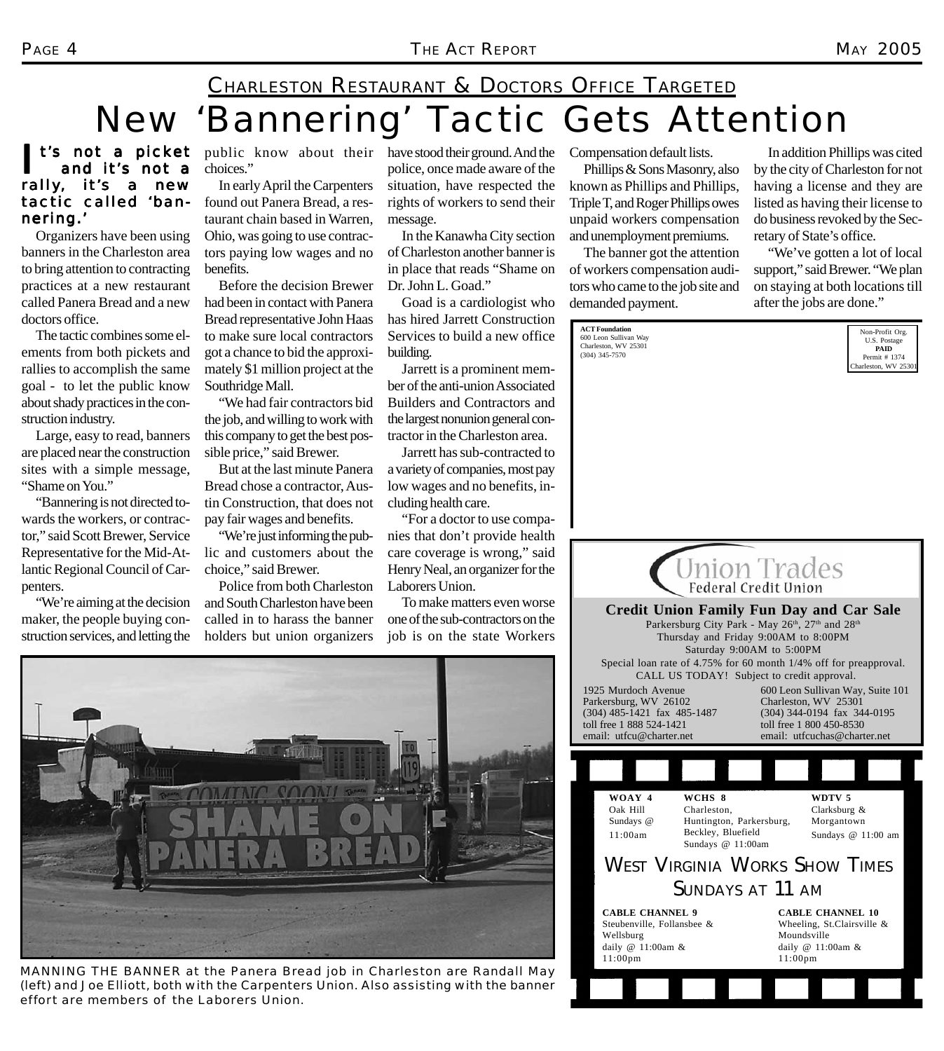## CHARLESTON RESTAURANT & DOCTORS OFFICE TARGETED

# New 'Bannering' Tactic Gets Attention

***It's not a picket and it's not a rally, it's a new tactic called 'bannering.'***

Organizers have been using banners in the Charleston area to bring attention to contracting practices at a new restaurant called Panera Bread and a new doctors office.

The tactic combines some elements from both pickets and rallies to accomplish the same goal - to let the public know about shady practices in the construction industry.

Large, easy to read, banners are placed near the construction sites with a simple message, "Shame on You."

"Bannering is not directed towards the workers, or contractor," said Scott Brewer, Service Representative for the Mid-Atlantic Regional Council of Carpenters.

"We're aiming at the decision maker, the people buying construction services, and letting the public know about their choices."

In early April the Carpenters found out Panera Bread, a restaurant chain based in Warren, Ohio, was going to use contractors paying low wages and no benefits.

Before the decision Brewer had been in contact with Panera Bread representative John Haas to make sure local contractors got a chance to bid the approximately $1 million project at the Southridge Mall.

"We had fair contractors bid the job, and willing to work with this company to get the best possible price," said Brewer.

But at the last minute Panera Bread chose a contractor, Austin Construction, that does not pay fair wages and benefits.

"We're just informing the public and customers about the choice," said Brewer.

Police from both Charleston and South Charleston have been called in to harass the banner holders but union organizers have stood their ground. And the police, once made aware of the situation, have respected the rights of workers to send their message.

In the Kanawha City section of Charleston another banner is in place that reads "Shame on Dr. John L. Goad."

Goad is a cardiologist who has hired Jarrett Construction Services to build a new office building.

Jarrett is a prominent member of the anti-union Associated Builders and Contractors and the largest nonunion general contractor in the Charleston area.

Jarrett has sub-contracted to a variety of companies, most pay low wages and no benefits, including health care.

"For a doctor to use companies that don't provide health care coverage is wrong," said Henry Neal, an organizer for the Laborers Union.

To make matters even worse one of the sub-contractors on the job is on the state Workers Compensation default lists.

Phillips & Sons Masonry, also known as Phillips and Phillips, Triple T, and Roger Phillips owes unpaid workers compensation and unemployment premiums.

The banner got the attention of workers compensation auditors who came to the job site and demanded payment.

In addition Phillips was cited by the city of Charleston for not having a license and they are listed as having their license to do business revoked by the Secretary of State's office.

"We've gotten a lot of local support," said Brewer. "We plan on staying at both locations till after the jobs are done."

MANNING THE BANNER at the Panera Bread job in Charleston are Randall May (left) and Joe Elliott, both with the Carpenters Union. Also assisting with the banner effort are members of the Laborers Union.

**ACT Foundation**
600 Leon Sullivan Way
Charleston, WV 25301
(304) 345-7570

Non-Profit Org.
U.S. Postage
**PAID**
Permit # 1374
Charleston, WV 25301

Union Trades
Federal Credit Union

**Credit Union Family Fun Day and Car Sale**

Parkersburg City Park - May 26th, 27th and 28th
Thursday and Friday 9:00AM to 8:00PM
Saturday 9:00AM to 5:00PM
Special loan rate of 4.75% for 60 month 1/4% off for preapproval.
CALL US TODAY! Subject to credit approval.

1925 Murdoch Avenue
Parkersburg, WV 26102
(304) 485-1421 fax 485-1487
toll free 1 888 524-1421
email: utfcu@charter.net

600 Leon Sullivan Way, Suite 101
Charleston, WV 25301
(304) 344-0194 fax 344-0195
toll free 1 800 450-8530
email: utfcuchas@charter.net

**WOAY 4**
Oak Hill
Sundays @ 11:00am

**WCHS 8**
Charleston, Huntington, Parkersburg, Beckley, Bluefield
Sundays @ 11:00am

**WDTV 5**
Clarksburg & Morgantown
Sundays @ 11:00 am

WEST VIRGINIA WORKS SHOW TIMES
SUNDAYS AT 11 AM

**CABLE CHANNEL 9**
Steubenville, Follansbee & Wellsburg
daily @ 11:00am & 11:00pm

**CABLE CHANNEL 10**
Wheeling, St.Clairsville & Moundsville
daily @ 11:00am & 11:00pm